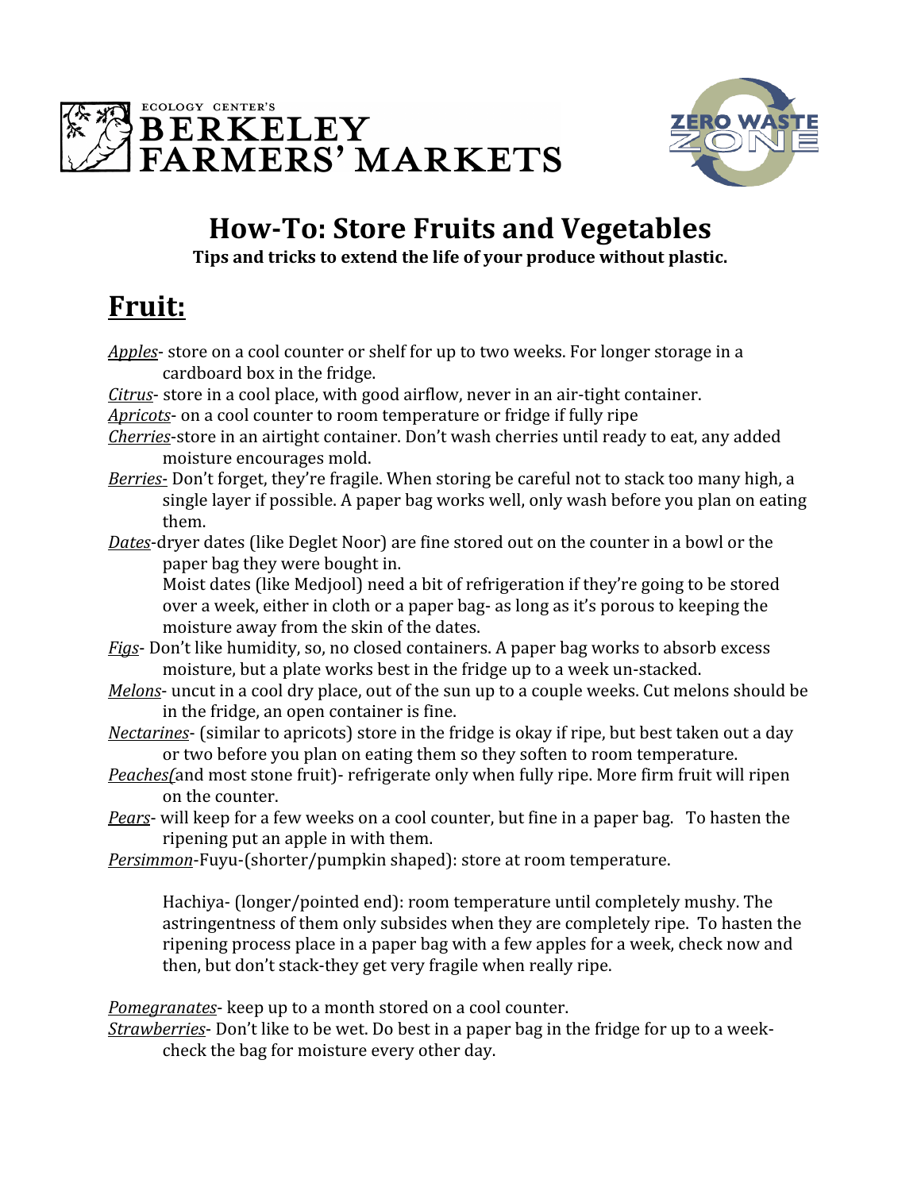ECOLOGY CENTER'S BERKELEY FARMERS' MARKETS

ZERO WASTE ZONE

# How-To: Store Fruits and Vegetables

**Tips and tricks to extend the life of your produce without plastic.**

## Fruit:

*Apples*- store on a cool counter or shelf for up to two weeks. For longer storage in a cardboard box in the fridge.

*Citrus*- store in a cool place, with good airflow, never in an air-tight container.

*Apricots*- on a cool counter to room temperature or fridge if fully ripe

*Cherries*-store in an airtight container. Don't wash cherries until ready to eat, any added moisture encourages mold.

*Berries*- Don't forget, they're fragile. When storing be careful not to stack too many high, a single layer if possible. A paper bag works well, only wash before you plan on eating them.

*Dates*-dryer dates (like Deglet Noor) are fine stored out on the counter in a bowl or the paper bag they were bought in.

Moist dates (like Medjool) need a bit of refrigeration if they're going to be stored over a week, either in cloth or a paper bag- as long as it's porous to keeping the moisture away from the skin of the dates.

*Figs*- Don't like humidity, so, no closed containers. A paper bag works to absorb excess moisture, but a plate works best in the fridge up to a week un-stacked.

*Melons*- uncut in a cool dry place, out of the sun up to a couple weeks. Cut melons should be in the fridge, an open container is fine.

*Nectarines*- (similar to apricots) store in the fridge is okay if ripe, but best taken out a day or two before you plan on eating them so they soften to room temperature.

*Peaches(*and most stone fruit)- refrigerate only when fully ripe. More firm fruit will ripen on the counter.

*Pears*- will keep for a few weeks on a cool counter, but fine in a paper bag. To hasten the ripening put an apple in with them.

*Persimmon*-Fuyu-(shorter/pumpkin shaped): store at room temperature.

Hachiya- (longer/pointed end): room temperature until completely mushy. The astringentness of them only subsides when they are completely ripe. To hasten the ripening process place in a paper bag with a few apples for a week, check now and then, but don't stack-they get very fragile when really ripe.

*Pomegranates*- keep up to a month stored on a cool counter.

*Strawberries*- Don't like to be wet. Do best in a paper bag in the fridge for up to a week- check the bag for moisture every other day.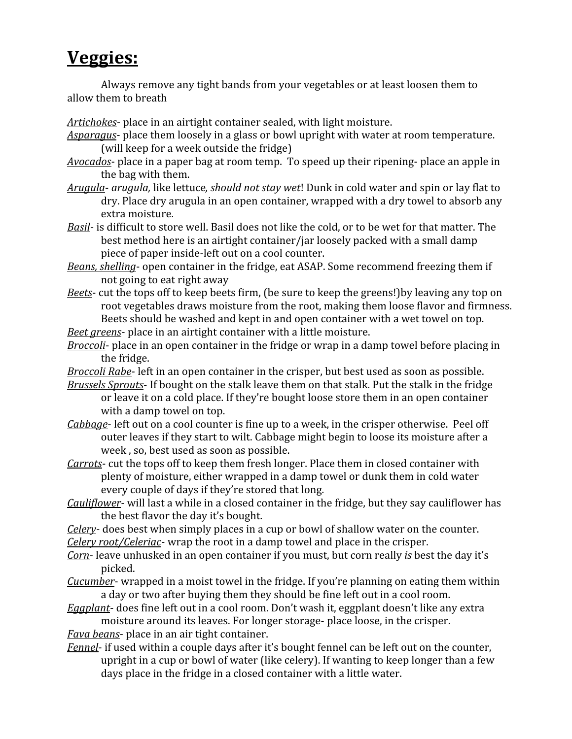# **Veggies:**

Always remove any tight bands from your vegetables or at least loosen them to allow them to breath

*Artichokes*- place in an airtight container sealed, with light moisture.
*Asparagus*- place them loosely in a glass or bowl upright with water at room temperature. (will keep for a week outside the fridge)
*Avocados*- place in a paper bag at room temp. To speed up their ripening- place an apple in the bag with them.
*Arugula*- *arugula,* like lettuce*, should not stay wet*! Dunk in cold water and spin or lay flat to dry. Place dry arugula in an open container, wrapped with a dry towel to absorb any extra moisture.
*Basil*- is difficult to store well. Basil does not like the cold, or to be wet for that matter. The best method here is an airtight container/jar loosely packed with a small damp piece of paper inside-left out on a cool counter.
*Beans, shelling*- open container in the fridge, eat ASAP. Some recommend freezing them if not going to eat right away
*Beets*- cut the tops off to keep beets firm, (be sure to keep the greens!)by leaving any top on root vegetables draws moisture from the root, making them loose flavor and firmness. Beets should be washed and kept in and open container with a wet towel on top.
*Beet greens*- place in an airtight container with a little moisture.
*Broccoli*- place in an open container in the fridge or wrap in a damp towel before placing in the fridge.
*Broccoli Rabe*- left in an open container in the crisper, but best used as soon as possible.
*Brussels Sprouts*- If bought on the stalk leave them on that stalk. Put the stalk in the fridge or leave it on a cold place. If they're bought loose store them in an open container with a damp towel on top.
*Cabbage*- left out on a cool counter is fine up to a week, in the crisper otherwise. Peel off outer leaves if they start to wilt. Cabbage might begin to loose its moisture after a week , so, best used as soon as possible.
*Carrots*- cut the tops off to keep them fresh longer. Place them in closed container with plenty of moisture, either wrapped in a damp towel or dunk them in cold water every couple of days if they're stored that long.
*Cauliflower*- will last a while in a closed container in the fridge, but they say cauliflower has the best flavor the day it's bought.
*Celery*- does best when simply places in a cup or bowl of shallow water on the counter.
*Celery root/Celeriac*- wrap the root in a damp towel and place in the crisper.
*Corn*- leave unhusked in an open container if you must, but corn really *is* best the day it's picked.
*Cucumber*- wrapped in a moist towel in the fridge. If you're planning on eating them within a day or two after buying them they should be fine left out in a cool room.
*Eggplant*- does fine left out in a cool room. Don't wash it, eggplant doesn't like any extra moisture around its leaves. For longer storage- place loose, in the crisper.
*Fava beans*- place in an air tight container.
*Fennel*- if used within a couple days after it's bought fennel can be left out on the counter, upright in a cup or bowl of water (like celery). If wanting to keep longer than a few days place in the fridge in a closed container with a little water.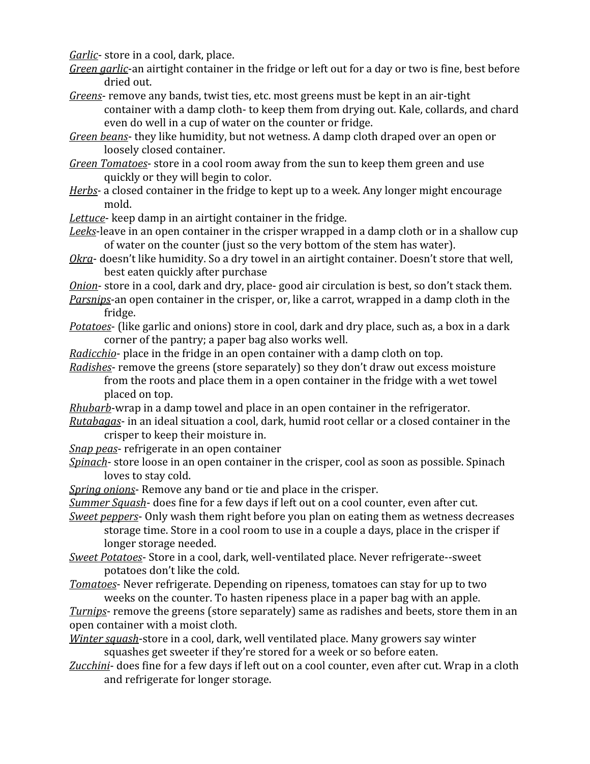_Garlic_- store in a cool, dark, place.

_Green garlic_-an airtight container in the fridge or left out for a day or two is fine, best before dried out.

_Greens_- remove any bands, twist ties, etc. most greens must be kept in an air-tight container with a damp cloth- to keep them from drying out. Kale, collards, and chard even do well in a cup of water on the counter or fridge.

_Green beans_- they like humidity, but not wetness. A damp cloth draped over an open or loosely closed container.

_Green Tomatoes_- store in a cool room away from the sun to keep them green and use quickly or they will begin to color.

_Herbs_- a closed container in the fridge to kept up to a week. Any longer might encourage mold.

_Lettuce_- keep damp in an airtight container in the fridge.

_Leeks_-leave in an open container in the crisper wrapped in a damp cloth or in a shallow cup of water on the counter (just so the very bottom of the stem has water).

_Okra_- doesn't like humidity. So a dry towel in an airtight container. Doesn't store that well, best eaten quickly after purchase

_Onion_- store in a cool, dark and dry, place- good air circulation is best, so don't stack them.

_Parsnips_-an open container in the crisper, or, like a carrot, wrapped in a damp cloth in the fridge.

_Potatoes_- (like garlic and onions) store in cool, dark and dry place, such as, a box in a dark corner of the pantry; a paper bag also works well.

_Radicchio_- place in the fridge in an open container with a damp cloth on top.

_Radishes_- remove the greens (store separately) so they don't draw out excess moisture from the roots and place them in a open container in the fridge with a wet towel placed on top.

_Rhubarb_-wrap in a damp towel and place in an open container in the refrigerator.

_Rutabagas_- in an ideal situation a cool, dark, humid root cellar or a closed container in the crisper to keep their moisture in.

_Snap peas_- refrigerate in an open container

_Spinach_- store loose in an open container in the crisper, cool as soon as possible. Spinach loves to stay cold.

_Spring onions_- Remove any band or tie and place in the crisper.

_Summer Squash_- does fine for a few days if left out on a cool counter, even after cut.

_Sweet peppers_- Only wash them right before you plan on eating them as wetness decreases storage time. Store in a cool room to use in a couple a days, place in the crisper if longer storage needed.

_Sweet Potatoes_- Store in a cool, dark, well-ventilated place. Never refrigerate--sweet potatoes don't like the cold.

_Tomatoes_- Never refrigerate. Depending on ripeness, tomatoes can stay for up to two weeks on the counter. To hasten ripeness place in a paper bag with an apple.

_Turnips_- remove the greens (store separately) same as radishes and beets, store them in an open container with a moist cloth.

_Winter squash_-store in a cool, dark, well ventilated place. Many growers say winter squashes get sweeter if they're stored for a week or so before eaten.

_Zucchini_- does fine for a few days if left out on a cool counter, even after cut. Wrap in a cloth and refrigerate for longer storage.